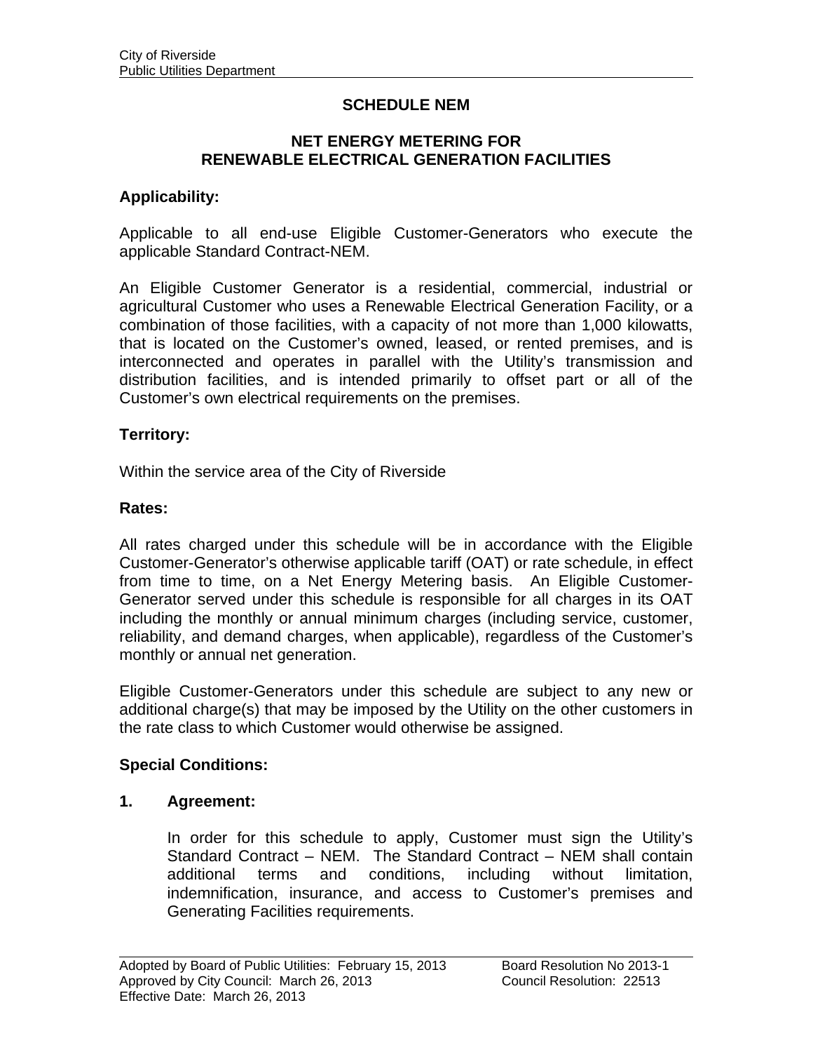# SCHEDULE NEM

## NET ENERGY METERING FOR RENEWABLE ELECTRICAL GENERATION FACILITIES

### Applicability:

Applicable to all end-use Eligible Customer-Generators who execute the applicable Standard Contract-NEM.

An Eligible Customer Generator is a residential, commercial, industrial or agricultural Customer who uses a Renewable Electrical Generation Facility, or a combination of those facilities, with a capacity of not more than 1,000 kilowatts, that is located on the Customer's owned, leased, or rented premises, and is interconnected and operates in parallel with the Utility's transmission and distribution facilities, and is intended primarily to offset part or all of the Customer's own electrical requirements on the premises.

### Territory:

Within the service area of the City of Riverside

### Rates:

All rates charged under this schedule will be in accordance with the Eligible Customer-Generator's otherwise applicable tariff (OAT) or rate schedule, in effect from time to time, on a Net Energy Metering basis. An Eligible Customer-Generator served under this schedule is responsible for all charges in its OAT including the monthly or annual minimum charges (including service, customer, reliability, and demand charges, when applicable), regardless of the Customer's monthly or annual net generation.

Eligible Customer-Generators under this schedule are subject to any new or additional charge(s) that may be imposed by the Utility on the other customers in the rate class to which Customer would otherwise be assigned.

### Special Conditions:

**1. Agreement:**

In order for this schedule to apply, Customer must sign the Utility's Standard Contract – NEM. The Standard Contract – NEM shall contain additional terms and conditions, including without limitation, indemnification, insurance, and access to Customer's premises and Generating Facilities requirements.

Adopted by Board of Public Utilities: February 15, 2013 — Board Resolution No 2013-1
Approved by City Council: March 26, 2013 — Council Resolution: 22513
Effective Date: March 26, 2013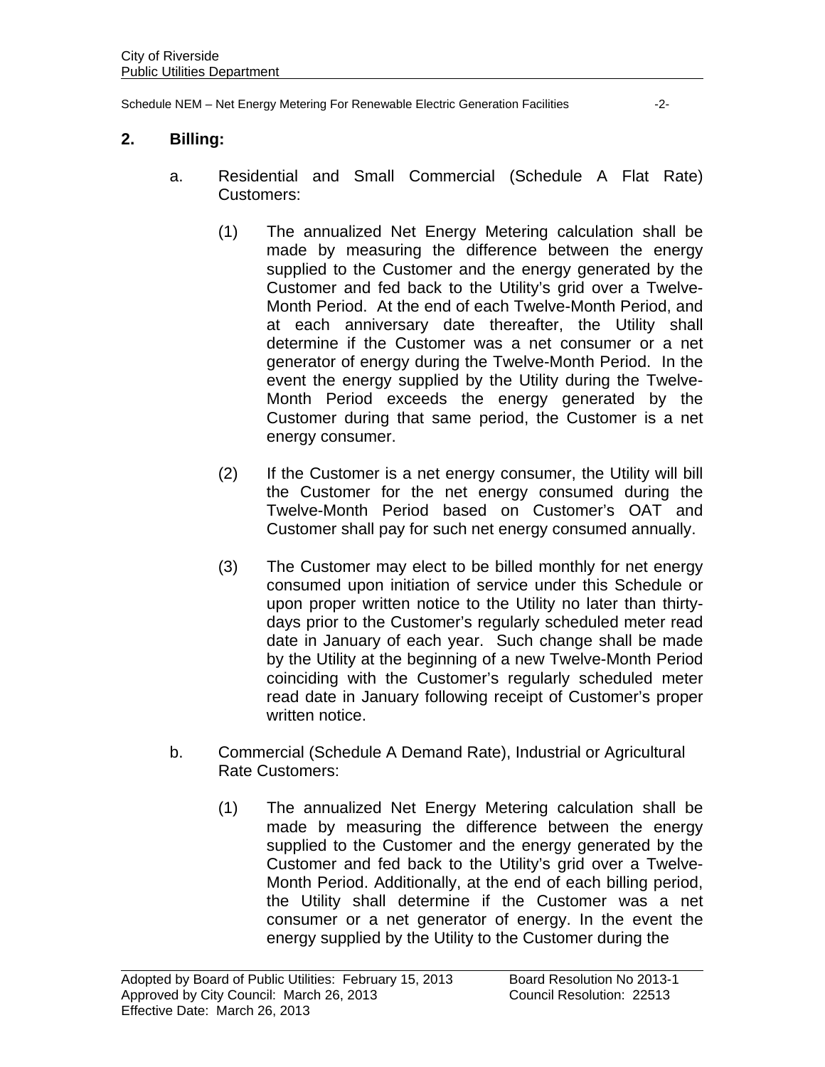## 2. Billing:

a. Residential and Small Commercial (Schedule A Flat Rate) Customers:

(1) The annualized Net Energy Metering calculation shall be made by measuring the difference between the energy supplied to the Customer and the energy generated by the Customer and fed back to the Utility's grid over a Twelve-Month Period. At the end of each Twelve-Month Period, and at each anniversary date thereafter, the Utility shall determine if the Customer was a net consumer or a net generator of energy during the Twelve-Month Period. In the event the energy supplied by the Utility during the Twelve-Month Period exceeds the energy generated by the Customer during that same period, the Customer is a net energy consumer.

(2) If the Customer is a net energy consumer, the Utility will bill the Customer for the net energy consumed during the Twelve-Month Period based on Customer's OAT and Customer shall pay for such net energy consumed annually.

(3) The Customer may elect to be billed monthly for net energy consumed upon initiation of service under this Schedule or upon proper written notice to the Utility no later than thirty-days prior to the Customer's regularly scheduled meter read date in January of each year. Such change shall be made by the Utility at the beginning of a new Twelve-Month Period coinciding with the Customer's regularly scheduled meter read date in January following receipt of Customer's proper written notice.

b. Commercial (Schedule A Demand Rate), Industrial or Agricultural Rate Customers:

(1) The annualized Net Energy Metering calculation shall be made by measuring the difference between the energy supplied to the Customer and the energy generated by the Customer and fed back to the Utility's grid over a Twelve-Month Period. Additionally, at the end of each billing period, the Utility shall determine if the Customer was a net consumer or a net generator of energy. In the event the energy supplied by the Utility to the Customer during the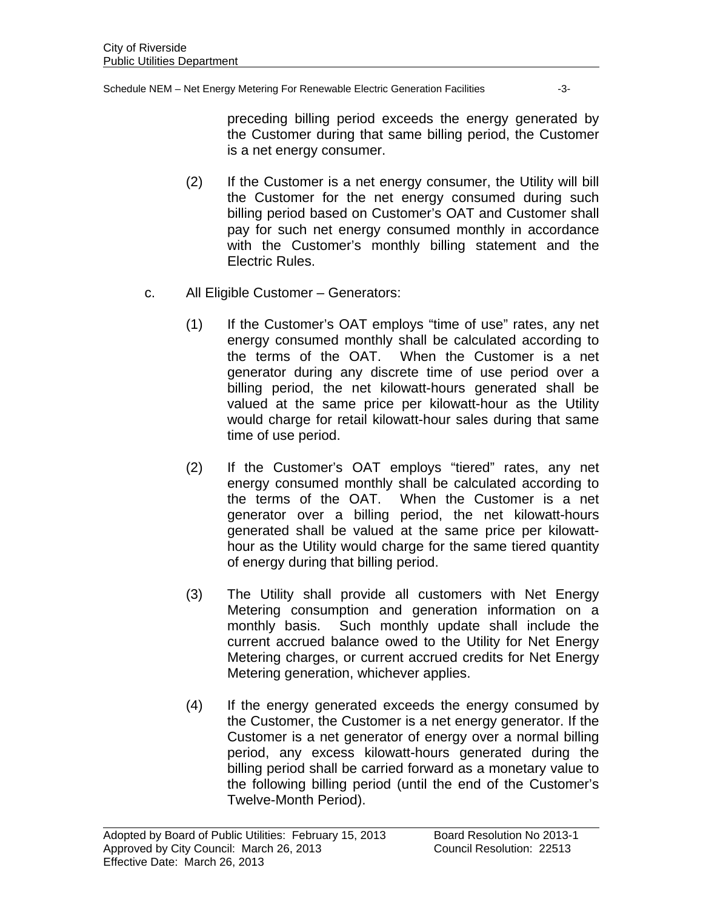preceding billing period exceeds the energy generated by the Customer during that same billing period, the Customer is a net energy consumer.

(2) If the Customer is a net energy consumer, the Utility will bill the Customer for the net energy consumed during such billing period based on Customer's OAT and Customer shall pay for such net energy consumed monthly in accordance with the Customer's monthly billing statement and the Electric Rules.

c. All Eligible Customer – Generators:

(1) If the Customer's OAT employs "time of use" rates, any net energy consumed monthly shall be calculated according to the terms of the OAT. When the Customer is a net generator during any discrete time of use period over a billing period, the net kilowatt-hours generated shall be valued at the same price per kilowatt-hour as the Utility would charge for retail kilowatt-hour sales during that same time of use period.

(2) If the Customer's OAT employs "tiered" rates, any net energy consumed monthly shall be calculated according to the terms of the OAT. When the Customer is a net generator over a billing period, the net kilowatt-hours generated shall be valued at the same price per kilowatt-hour as the Utility would charge for the same tiered quantity of energy during that billing period.

(3) The Utility shall provide all customers with Net Energy Metering consumption and generation information on a monthly basis. Such monthly update shall include the current accrued balance owed to the Utility for Net Energy Metering charges, or current accrued credits for Net Energy Metering generation, whichever applies.

(4) If the energy generated exceeds the energy consumed by the Customer, the Customer is a net energy generator. If the Customer is a net generator of energy over a normal billing period, any excess kilowatt-hours generated during the billing period shall be carried forward as a monetary value to the following billing period (until the end of the Customer's Twelve-Month Period).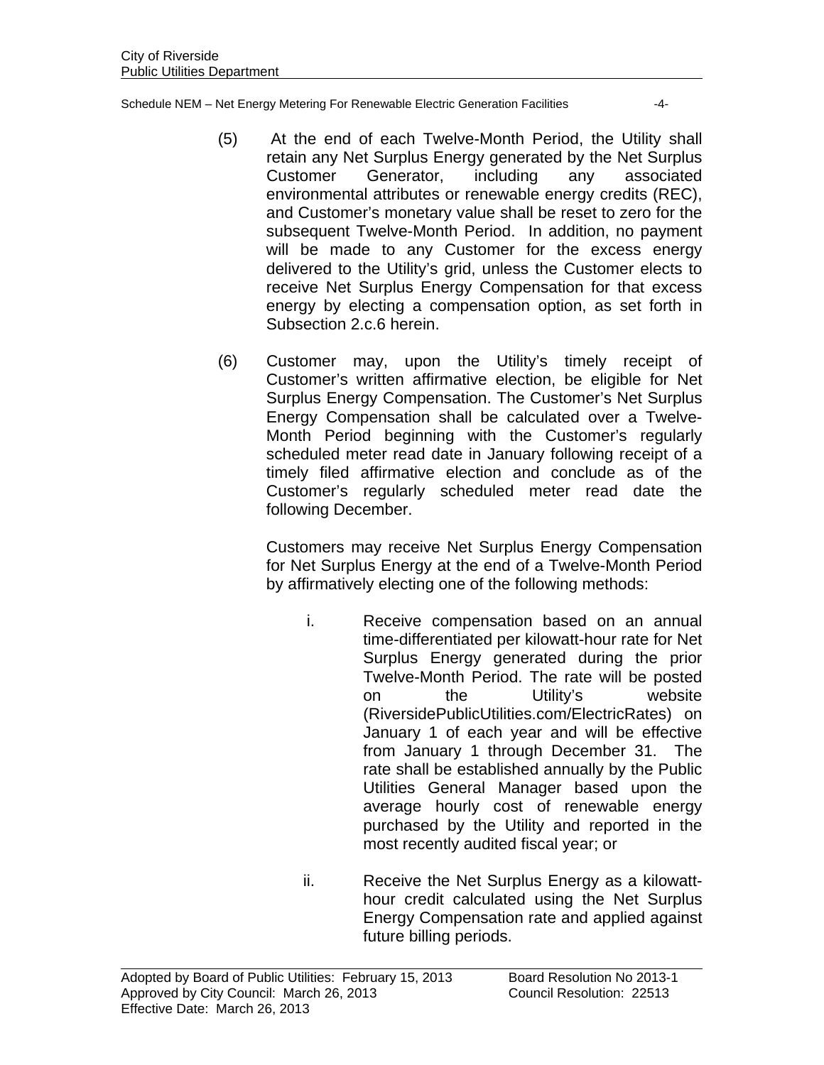(5) At the end of each Twelve-Month Period, the Utility shall retain any Net Surplus Energy generated by the Net Surplus Customer Generator, including any associated environmental attributes or renewable energy credits (REC), and Customer's monetary value shall be reset to zero for the subsequent Twelve-Month Period. In addition, no payment will be made to any Customer for the excess energy delivered to the Utility's grid, unless the Customer elects to receive Net Surplus Energy Compensation for that excess energy by electing a compensation option, as set forth in Subsection 2.c.6 herein.

(6) Customer may, upon the Utility's timely receipt of Customer's written affirmative election, be eligible for Net Surplus Energy Compensation. The Customer's Net Surplus Energy Compensation shall be calculated over a Twelve-Month Period beginning with the Customer's regularly scheduled meter read date in January following receipt of a timely filed affirmative election and conclude as of the Customer's regularly scheduled meter read date the following December.

Customers may receive Net Surplus Energy Compensation for Net Surplus Energy at the end of a Twelve-Month Period by affirmatively electing one of the following methods:

i. Receive compensation based on an annual time-differentiated per kilowatt-hour rate for Net Surplus Energy generated during the prior Twelve-Month Period. The rate will be posted on the Utility's website (RiversidePublicUtilities.com/ElectricRates) on January 1 of each year and will be effective from January 1 through December 31. The rate shall be established annually by the Public Utilities General Manager based upon the average hourly cost of renewable energy purchased by the Utility and reported in the most recently audited fiscal year; or

ii. Receive the Net Surplus Energy as a kilowatt-hour credit calculated using the Net Surplus Energy Compensation rate and applied against future billing periods.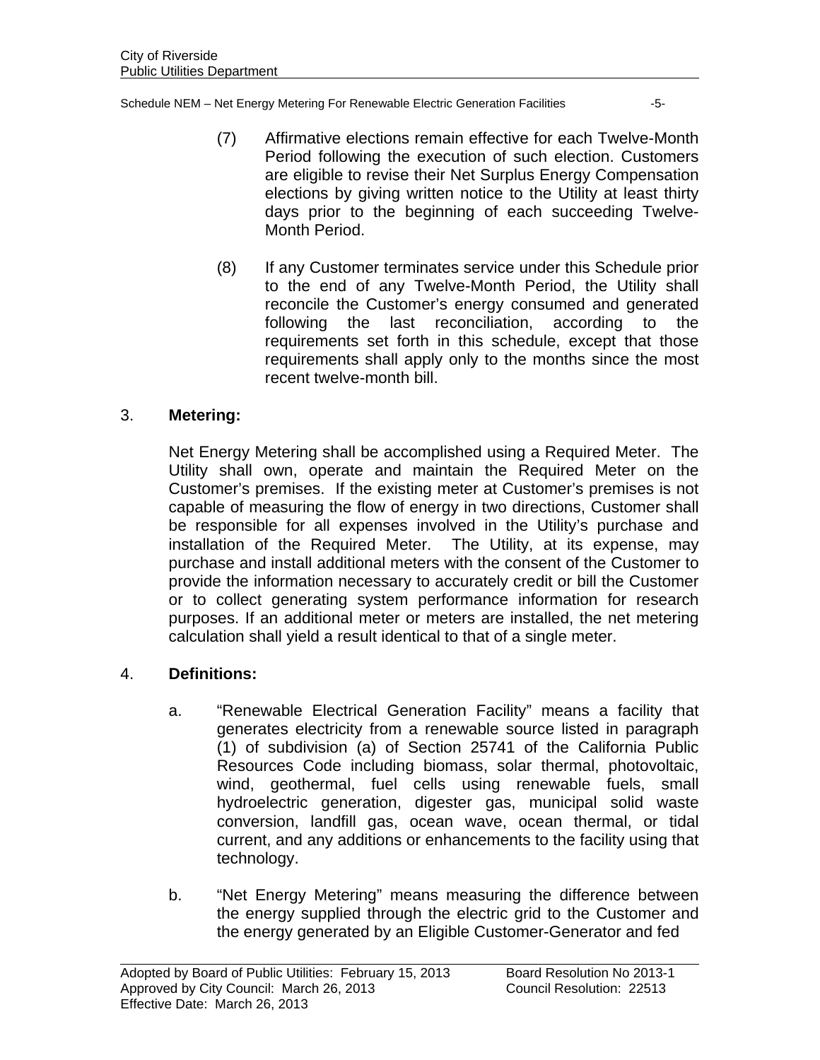(7) Affirmative elections remain effective for each Twelve-Month Period following the execution of such election. Customers are eligible to revise their Net Surplus Energy Compensation elections by giving written notice to the Utility at least thirty days prior to the beginning of each succeeding Twelve-Month Period.

(8) If any Customer terminates service under this Schedule prior to the end of any Twelve-Month Period, the Utility shall reconcile the Customer's energy consumed and generated following the last reconciliation, according to the requirements set forth in this schedule, except that those requirements shall apply only to the months since the most recent twelve-month bill.

3. **Metering:**

Net Energy Metering shall be accomplished using a Required Meter. The Utility shall own, operate and maintain the Required Meter on the Customer's premises. If the existing meter at Customer's premises is not capable of measuring the flow of energy in two directions, Customer shall be responsible for all expenses involved in the Utility's purchase and installation of the Required Meter. The Utility, at its expense, may purchase and install additional meters with the consent of the Customer to provide the information necessary to accurately credit or bill the Customer or to collect generating system performance information for research purposes. If an additional meter or meters are installed, the net metering calculation shall yield a result identical to that of a single meter.

4. **Definitions:**

a. "Renewable Electrical Generation Facility" means a facility that generates electricity from a renewable source listed in paragraph (1) of subdivision (a) of Section 25741 of the California Public Resources Code including biomass, solar thermal, photovoltaic, wind, geothermal, fuel cells using renewable fuels, small hydroelectric generation, digester gas, municipal solid waste conversion, landfill gas, ocean wave, ocean thermal, or tidal current, and any additions or enhancements to the facility using that technology.

b. "Net Energy Metering" means measuring the difference between the energy supplied through the electric grid to the Customer and the energy generated by an Eligible Customer-Generator and fed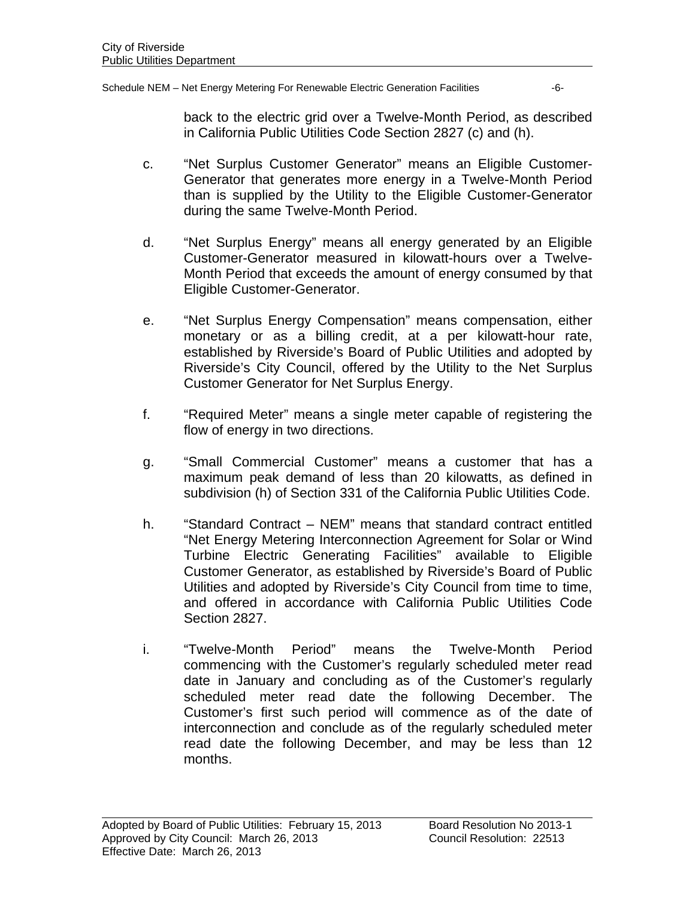back to the electric grid over a Twelve-Month Period, as described in California Public Utilities Code Section 2827 (c) and (h).

c. "Net Surplus Customer Generator" means an Eligible Customer-Generator that generates more energy in a Twelve-Month Period than is supplied by the Utility to the Eligible Customer-Generator during the same Twelve-Month Period.

d. "Net Surplus Energy" means all energy generated by an Eligible Customer-Generator measured in kilowatt-hours over a Twelve-Month Period that exceeds the amount of energy consumed by that Eligible Customer-Generator.

e. "Net Surplus Energy Compensation" means compensation, either monetary or as a billing credit, at a per kilowatt-hour rate, established by Riverside's Board of Public Utilities and adopted by Riverside's City Council, offered by the Utility to the Net Surplus Customer Generator for Net Surplus Energy.

f. "Required Meter" means a single meter capable of registering the flow of energy in two directions.

g. "Small Commercial Customer" means a customer that has a maximum peak demand of less than 20 kilowatts, as defined in subdivision (h) of Section 331 of the California Public Utilities Code.

h. "Standard Contract – NEM" means that standard contract entitled "Net Energy Metering Interconnection Agreement for Solar or Wind Turbine Electric Generating Facilities" available to Eligible Customer Generator, as established by Riverside's Board of Public Utilities and adopted by Riverside's City Council from time to time, and offered in accordance with California Public Utilities Code Section 2827.

i. "Twelve-Month Period" means the Twelve-Month Period commencing with the Customer's regularly scheduled meter read date in January and concluding as of the Customer's regularly scheduled meter read date the following December. The Customer's first such period will commence as of the date of interconnection and conclude as of the regularly scheduled meter read date the following December, and may be less than 12 months.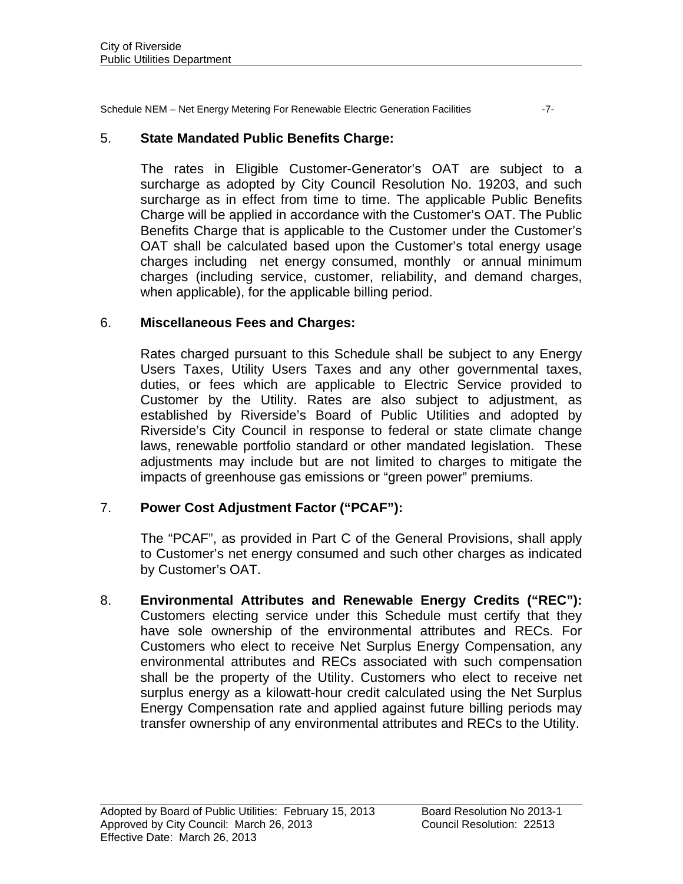5. **State Mandated Public Benefits Charge:**

The rates in Eligible Customer-Generator's OAT are subject to a surcharge as adopted by City Council Resolution No. 19203, and such surcharge as in effect from time to time. The applicable Public Benefits Charge will be applied in accordance with the Customer's OAT. The Public Benefits Charge that is applicable to the Customer under the Customer's OAT shall be calculated based upon the Customer's total energy usage charges including net energy consumed, monthly or annual minimum charges (including service, customer, reliability, and demand charges, when applicable), for the applicable billing period.

6. **Miscellaneous Fees and Charges:**

Rates charged pursuant to this Schedule shall be subject to any Energy Users Taxes, Utility Users Taxes and any other governmental taxes, duties, or fees which are applicable to Electric Service provided to Customer by the Utility. Rates are also subject to adjustment, as established by Riverside's Board of Public Utilities and adopted by Riverside's City Council in response to federal or state climate change laws, renewable portfolio standard or other mandated legislation. These adjustments may include but are not limited to charges to mitigate the impacts of greenhouse gas emissions or "green power" premiums.

7. **Power Cost Adjustment Factor ("PCAF"):**

The "PCAF", as provided in Part C of the General Provisions, shall apply to Customer's net energy consumed and such other charges as indicated by Customer's OAT.

8. **Environmental Attributes and Renewable Energy Credits ("REC"):** Customers electing service under this Schedule must certify that they have sole ownership of the environmental attributes and RECs. For Customers who elect to receive Net Surplus Energy Compensation, any environmental attributes and RECs associated with such compensation shall be the property of the Utility. Customers who elect to receive net surplus energy as a kilowatt-hour credit calculated using the Net Surplus Energy Compensation rate and applied against future billing periods may transfer ownership of any environmental attributes and RECs to the Utility.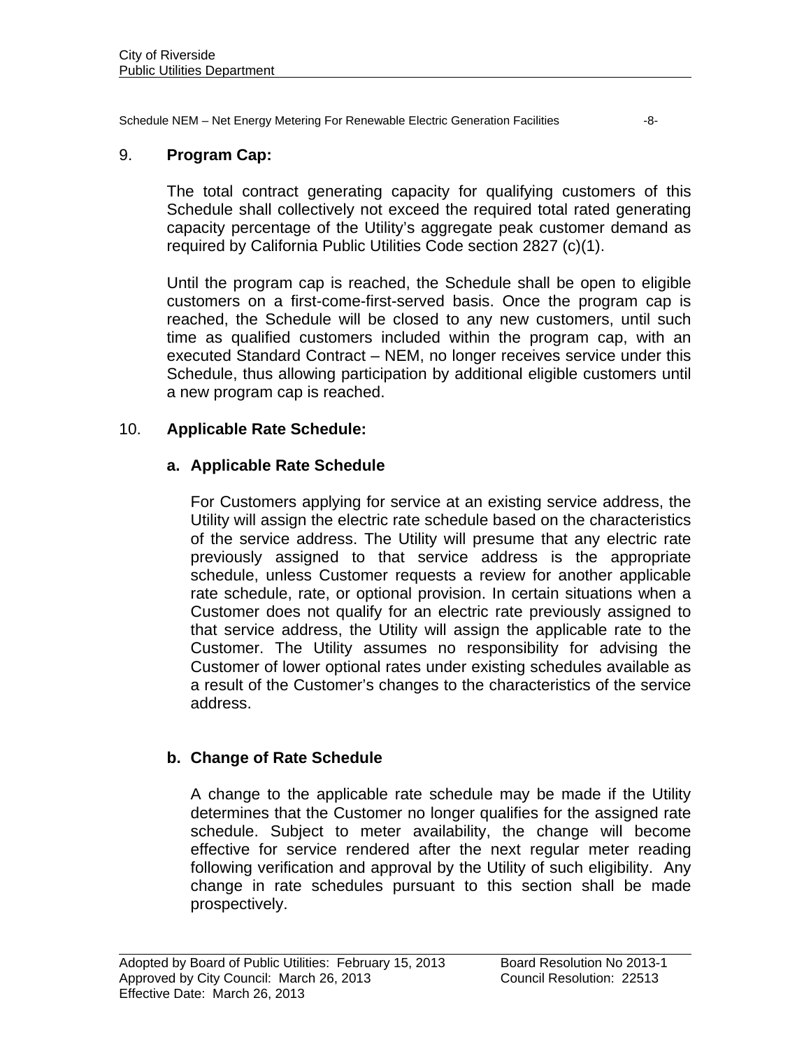## 9. **Program Cap:**

The total contract generating capacity for qualifying customers of this Schedule shall collectively not exceed the required total rated generating capacity percentage of the Utility's aggregate peak customer demand as required by California Public Utilities Code section 2827 (c)(1).

Until the program cap is reached, the Schedule shall be open to eligible customers on a first-come-first-served basis. Once the program cap is reached, the Schedule will be closed to any new customers, until such time as qualified customers included within the program cap, with an executed Standard Contract – NEM, no longer receives service under this Schedule, thus allowing participation by additional eligible customers until a new program cap is reached.

## 10. **Applicable Rate Schedule:**

### a. Applicable Rate Schedule

For Customers applying for service at an existing service address, the Utility will assign the electric rate schedule based on the characteristics of the service address. The Utility will presume that any electric rate previously assigned to that service address is the appropriate schedule, unless Customer requests a review for another applicable rate schedule, rate, or optional provision. In certain situations when a Customer does not qualify for an electric rate previously assigned to that service address, the Utility will assign the applicable rate to the Customer. The Utility assumes no responsibility for advising the Customer of lower optional rates under existing schedules available as a result of the Customer's changes to the characteristics of the service address.

### b. Change of Rate Schedule

A change to the applicable rate schedule may be made if the Utility determines that the Customer no longer qualifies for the assigned rate schedule. Subject to meter availability, the change will become effective for service rendered after the next regular meter reading following verification and approval by the Utility of such eligibility. Any change in rate schedules pursuant to this section shall be made prospectively.